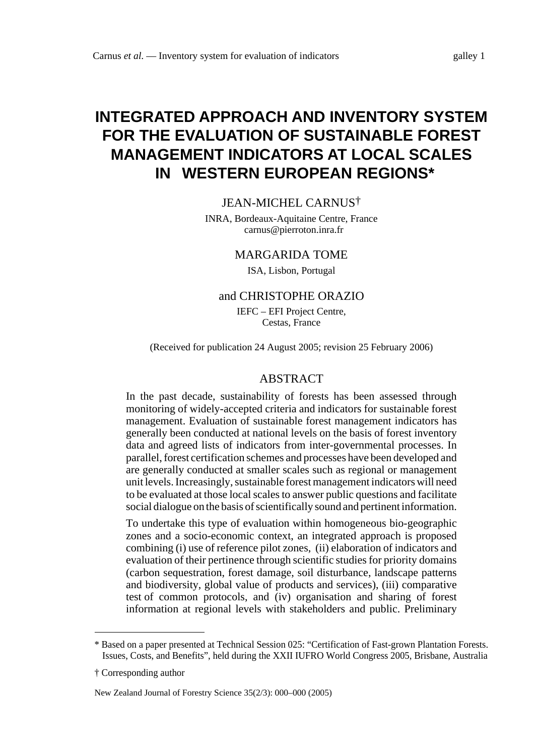# INTEGRATED APPROACH AND INVENTORY SYSTEM FOR THE EVALUATION OF SUSTAINABLE FOREST MANAGEMENT INDICATORS AT LOCAL SCALES IN WESTERN EUROPEAN REGIONS*

JEAN-MICHEL CARNUS†

INRA, Bordeaux-Aquitaine Centre, France
carnus@pierroton.inra.fr

MARGARIDA TOME

ISA, Lisbon, Portugal

and CHRISTOPHE ORAZIO

IEFC – EFI Project Centre,
Cestas, France

(Received for publication 24 August 2005; revision 25 February 2006)

## ABSTRACT

In the past decade, sustainability of forests has been assessed through monitoring of widely-accepted criteria and indicators for sustainable forest management. Evaluation of sustainable forest management indicators has generally been conducted at national levels on the basis of forest inventory data and agreed lists of indicators from inter-governmental processes. In parallel, forest certification schemes and processes have been developed and are generally conducted at smaller scales such as regional or management unit levels. Increasingly, sustainable forest management indicators will need to be evaluated at those local scales to answer public questions and facilitate social dialogue on the basis of scientifically sound and pertinent information.

To undertake this type of evaluation within homogeneous bio-geographic zones and a socio-economic context, an integrated approach is proposed combining (i) use of reference pilot zones, (ii) elaboration of indicators and evaluation of their pertinence through scientific studies for priority domains (carbon sequestration, forest damage, soil disturbance, landscape patterns and biodiversity, global value of products and services), (iii) comparative test of common protocols, and (iv) organisation and sharing of forest information at regional levels with stakeholders and public. Preliminary

---

\* Based on a paper presented at Technical Session 025: "Certification of Fast-grown Plantation Forests. Issues, Costs, and Benefits", held during the XXII IUFRO World Congress 2005, Brisbane, Australia

† Corresponding author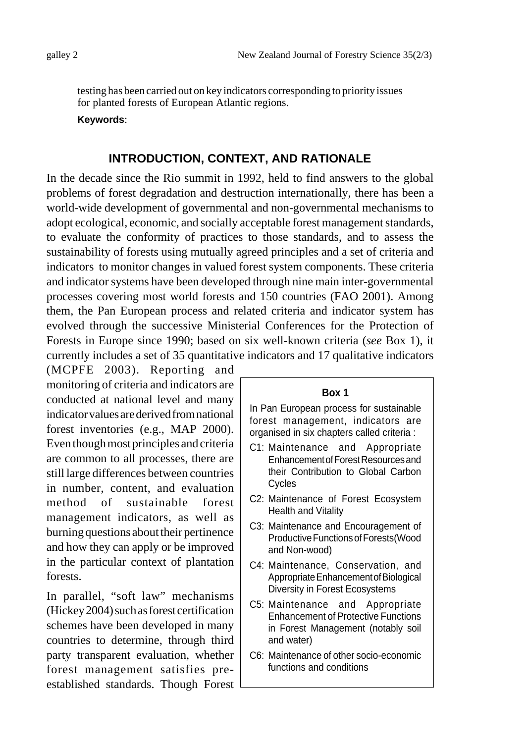testing has been carried out on key indicators corresponding to priority issues for planted forests of European Atlantic regions.

**Keywords**:

## INTRODUCTION, CONTEXT, AND RATIONALE

In the decade since the Rio summit in 1992, held to find answers to the global problems of forest degradation and destruction internationally, there has been a world-wide development of governmental and non-governmental mechanisms to adopt ecological, economic, and socially acceptable forest management standards, to evaluate the conformity of practices to those standards, and to assess the sustainability of forests using mutually agreed principles and a set of criteria and indicators to monitor changes in valued forest system components. These criteria and indicator systems have been developed through nine main inter-governmental processes covering most world forests and 150 countries (FAO 2001). Among them, the Pan European process and related criteria and indicator system has evolved through the successive Ministerial Conferences for the Protection of Forests in Europe since 1990; based on six well-known criteria (*see* Box 1), it currently includes a set of 35 quantitative indicators and 17 qualitative indicators (MCPFE 2003). Reporting and monitoring of criteria and indicators are conducted at national level and many indicator values are derived from national forest inventories (e.g., MAP 2000). Even though most principles and criteria are common to all processes, there are still large differences between countries in number, content, and evaluation method of sustainable forest management indicators, as well as burning questions about their pertinence and how they can apply or be improved in the particular context of plantation forests.

In parallel, "soft law" mechanisms (Hickey 2004) such as forest certification schemes have been developed in many countries to determine, through third party transparent evaluation, whether forest management satisfies pre-established standards. Though Forest

**Box 1**

In Pan European process for sustainable forest management, indicators are organised in six chapters called criteria :

- C1: Maintenance and Appropriate Enhancement of Forest Resources and their Contribution to Global Carbon Cycles
- C2: Maintenance of Forest Ecosystem Health and Vitality
- C3: Maintenance and Encouragement of Productive Functions of Forests(Wood and Non-wood)
- C4: Maintenance, Conservation, and Appropriate Enhancement of Biological Diversity in Forest Ecosystems
- C5: Maintenance and Appropriate Enhancement of Protective Functions in Forest Management (notably soil and water)
- C6: Maintenance of other socio-economic functions and conditions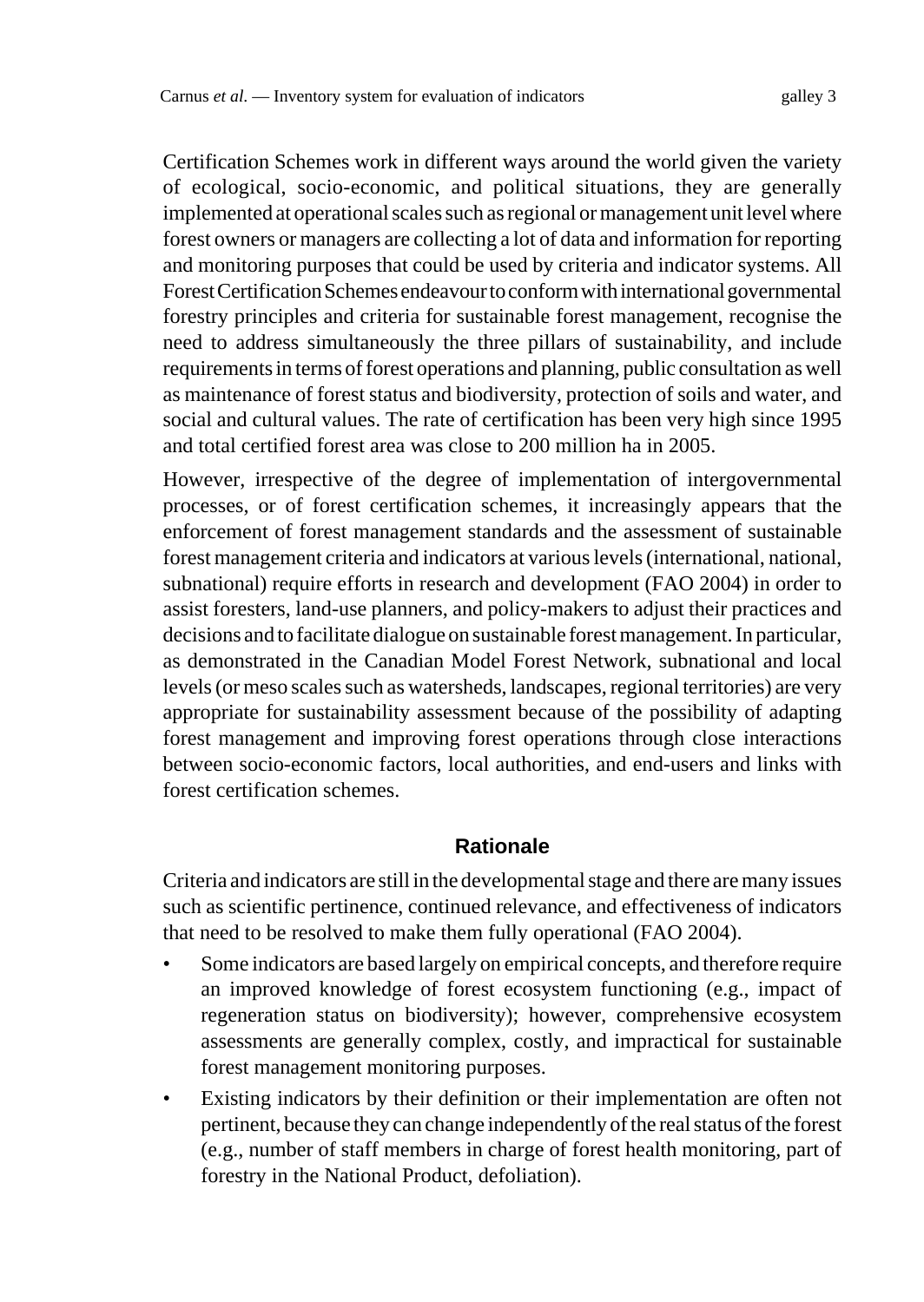Certification Schemes work in different ways around the world given the variety of ecological, socio-economic, and political situations, they are generally implemented at operational scales such as regional or management unit level where forest owners or managers are collecting a lot of data and information for reporting and monitoring purposes that could be used by criteria and indicator systems. All Forest Certification Schemes endeavour to conform with international governmental forestry principles and criteria for sustainable forest management, recognise the need to address simultaneously the three pillars of sustainability, and include requirements in terms of forest operations and planning, public consultation as well as maintenance of forest status and biodiversity, protection of soils and water, and social and cultural values. The rate of certification has been very high since 1995 and total certified forest area was close to 200 million ha in 2005.

However, irrespective of the degree of implementation of intergovernmental processes, or of forest certification schemes, it increasingly appears that the enforcement of forest management standards and the assessment of sustainable forest management criteria and indicators at various levels (international, national, subnational) require efforts in research and development (FAO 2004) in order to assist foresters, land-use planners, and policy-makers to adjust their practices and decisions and to facilitate dialogue on sustainable forest management. In particular, as demonstrated in the Canadian Model Forest Network, subnational and local levels (or meso scales such as watersheds, landscapes, regional territories) are very appropriate for sustainability assessment because of the possibility of adapting forest management and improving forest operations through close interactions between socio-economic factors, local authorities, and end-users and links with forest certification schemes.

## Rationale

Criteria and indicators are still in the developmental stage and there are many issues such as scientific pertinence, continued relevance, and effectiveness of indicators that need to be resolved to make them fully operational (FAO 2004).

- Some indicators are based largely on empirical concepts, and therefore require an improved knowledge of forest ecosystem functioning (e.g., impact of regeneration status on biodiversity); however, comprehensive ecosystem assessments are generally complex, costly, and impractical for sustainable forest management monitoring purposes.
- Existing indicators by their definition or their implementation are often not pertinent, because they can change independently of the real status of the forest (e.g., number of staff members in charge of forest health monitoring, part of forestry in the National Product, defoliation).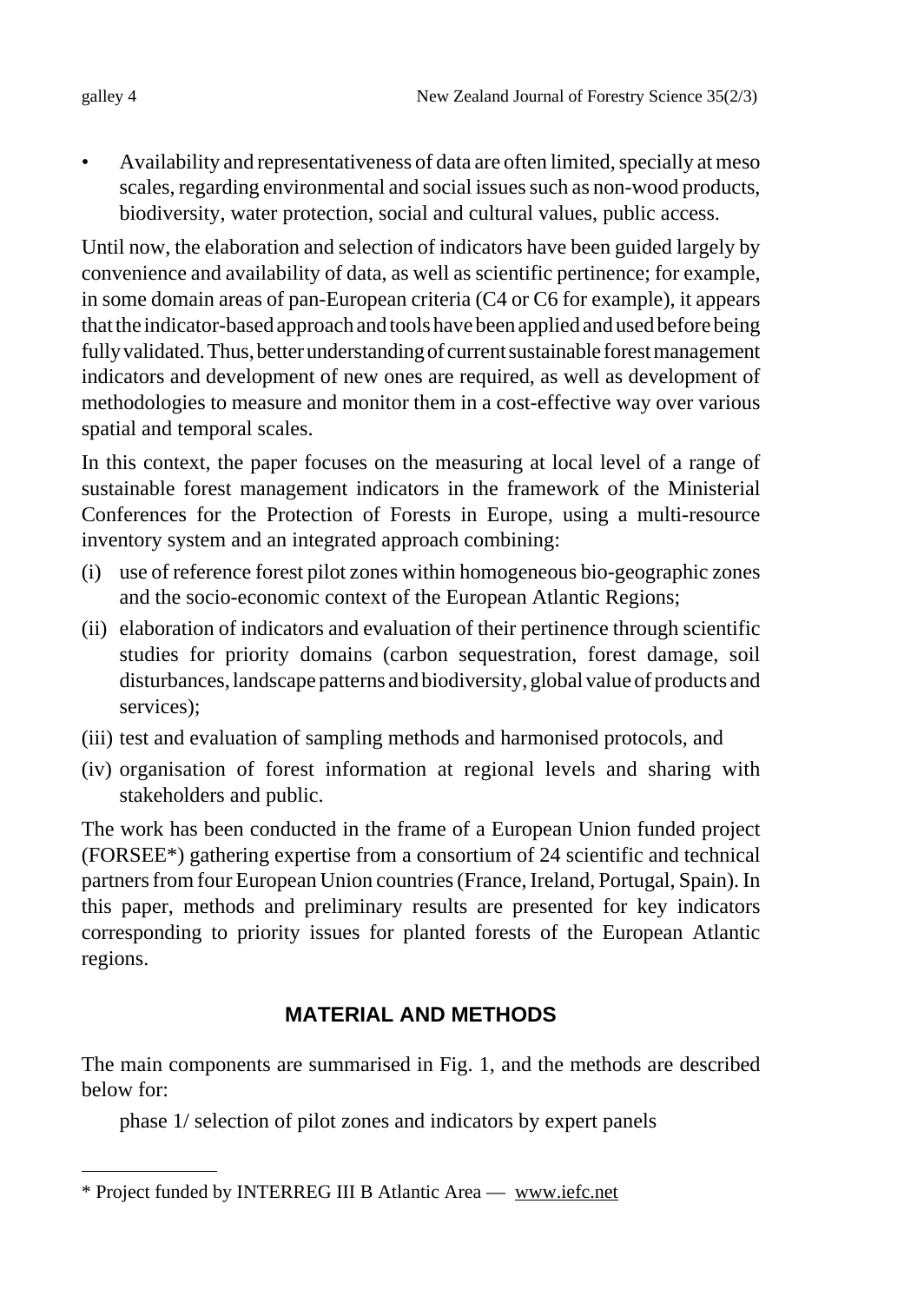- Availability and representativeness of data are often limited, specially at meso scales, regarding environmental and social issues such as non-wood products, biodiversity, water protection, social and cultural values, public access.

Until now, the elaboration and selection of indicators have been guided largely by convenience and availability of data, as well as scientific pertinence; for example, in some domain areas of pan-European criteria (C4 or C6 for example), it appears that the indicator-based approach and tools have been applied and used before being fully validated. Thus, better understanding of current sustainable forest management indicators and development of new ones are required, as well as development of methodologies to measure and monitor them in a cost-effective way over various spatial and temporal scales.

In this context, the paper focuses on the measuring at local level of a range of sustainable forest management indicators in the framework of the Ministerial Conferences for the Protection of Forests in Europe, using a multi-resource inventory system and an integrated approach combining:

(i) use of reference forest pilot zones within homogeneous bio-geographic zones and the socio-economic context of the European Atlantic Regions;

(ii) elaboration of indicators and evaluation of their pertinence through scientific studies for priority domains (carbon sequestration, forest damage, soil disturbances, landscape patterns and biodiversity, global value of products and services);

(iii) test and evaluation of sampling methods and harmonised protocols, and

(iv) organisation of forest information at regional levels and sharing with stakeholders and public.

The work has been conducted in the frame of a European Union funded project (FORSEE*) gathering expertise from a consortium of 24 scientific and technical partners from four European Union countries (France, Ireland, Portugal, Spain). In this paper, methods and preliminary results are presented for key indicators corresponding to priority issues for planted forests of the European Atlantic regions.

## MATERIAL AND METHODS

The main components are summarised in Fig. 1, and the methods are described below for:

phase 1/ selection of pilot zones and indicators by expert panels

---

* Project funded by INTERREG III B Atlantic Area — www.iefc.net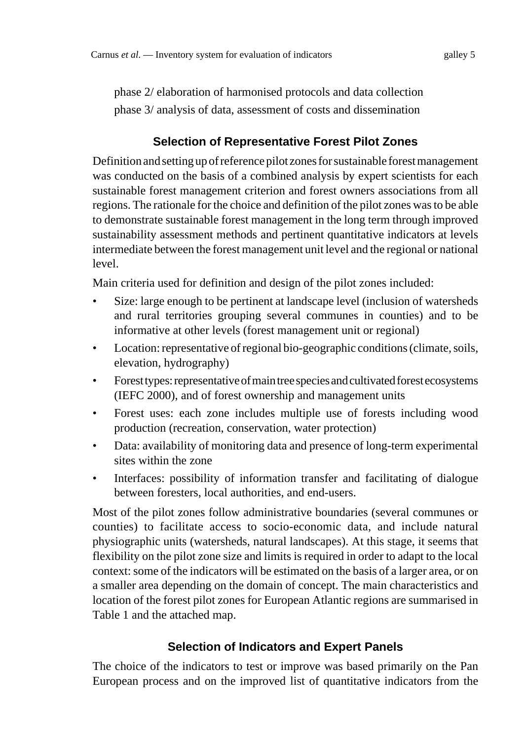phase 2/ elaboration of harmonised protocols and data collection

phase 3/ analysis of data, assessment of costs and dissemination

## Selection of Representative Forest Pilot Zones

Definition and setting up of reference pilot zones for sustainable forest management was conducted on the basis of a combined analysis by expert scientists for each sustainable forest management criterion and forest owners associations from all regions. The rationale for the choice and definition of the pilot zones was to be able to demonstrate sustainable forest management in the long term through improved sustainability assessment methods and pertinent quantitative indicators at levels intermediate between the forest management unit level and the regional or national level.

Main criteria used for definition and design of the pilot zones included:

- Size: large enough to be pertinent at landscape level (inclusion of watersheds and rural territories grouping several communes in counties) and to be informative at other levels (forest management unit or regional)
- Location: representative of regional bio-geographic conditions (climate, soils, elevation, hydrography)
- Forest types: representative of main tree species and cultivated forest ecosystems (IEFC 2000), and of forest ownership and management units
- Forest uses: each zone includes multiple use of forests including wood production (recreation, conservation, water protection)
- Data: availability of monitoring data and presence of long-term experimental sites within the zone
- Interfaces: possibility of information transfer and facilitating of dialogue between foresters, local authorities, and end-users.

Most of the pilot zones follow administrative boundaries (several communes or counties) to facilitate access to socio-economic data, and include natural physiographic units (watersheds, natural landscapes). At this stage, it seems that flexibility on the pilot zone size and limits is required in order to adapt to the local context: some of the indicators will be estimated on the basis of a larger area, or on a smaller area depending on the domain of concept. The main characteristics and location of the forest pilot zones for European Atlantic regions are summarised in Table 1 and the attached map.

## Selection of Indicators and Expert Panels

The choice of the indicators to test or improve was based primarily on the Pan European process and on the improved list of quantitative indicators from the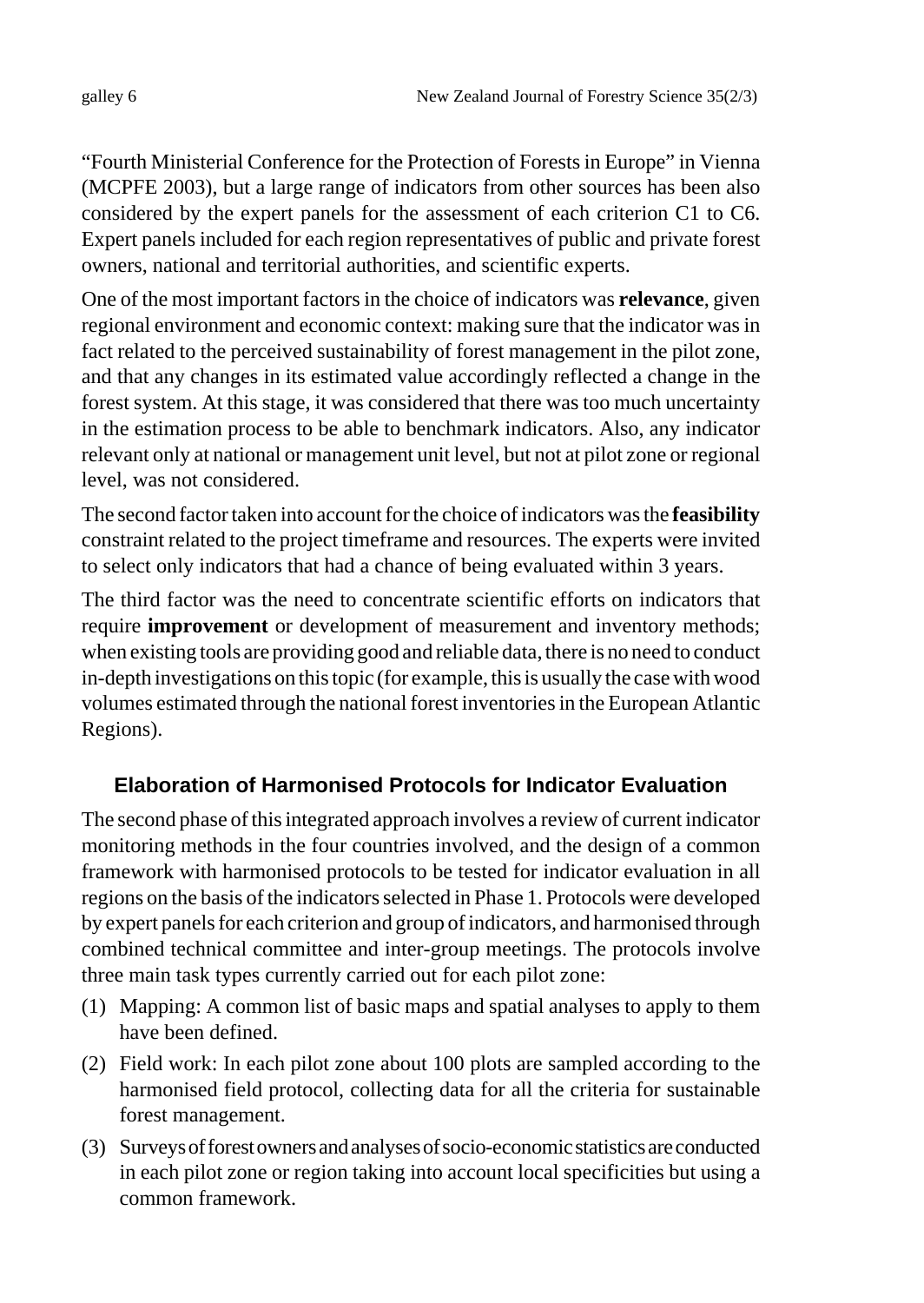"Fourth Ministerial Conference for the Protection of Forests in Europe" in Vienna (MCPFE 2003), but a large range of indicators from other sources has been also considered by the expert panels for the assessment of each criterion C1 to C6. Expert panels included for each region representatives of public and private forest owners, national and territorial authorities, and scientific experts.

One of the most important factors in the choice of indicators was **relevance**, given regional environment and economic context: making sure that the indicator was in fact related to the perceived sustainability of forest management in the pilot zone, and that any changes in its estimated value accordingly reflected a change in the forest system. At this stage, it was considered that there was too much uncertainty in the estimation process to be able to benchmark indicators. Also, any indicator relevant only at national or management unit level, but not at pilot zone or regional level, was not considered.

The second factor taken into account for the choice of indicators was the **feasibility** constraint related to the project timeframe and resources. The experts were invited to select only indicators that had a chance of being evaluated within 3 years.

The third factor was the need to concentrate scientific efforts on indicators that require **improvement** or development of measurement and inventory methods; when existing tools are providing good and reliable data, there is no need to conduct in-depth investigations on this topic (for example, this is usually the case with wood volumes estimated through the national forest inventories in the European Atlantic Regions).

## Elaboration of Harmonised Protocols for Indicator Evaluation

The second phase of this integrated approach involves a review of current indicator monitoring methods in the four countries involved, and the design of a common framework with harmonised protocols to be tested for indicator evaluation in all regions on the basis of the indicators selected in Phase 1. Protocols were developed by expert panels for each criterion and group of indicators, and harmonised through combined technical committee and inter-group meetings. The protocols involve three main task types currently carried out for each pilot zone:

(1) Mapping: A common list of basic maps and spatial analyses to apply to them have been defined.

(2) Field work: In each pilot zone about 100 plots are sampled according to the harmonised field protocol, collecting data for all the criteria for sustainable forest management.

(3) Surveys of forest owners and analyses of socio-economic statistics are conducted in each pilot zone or region taking into account local specificities but using a common framework.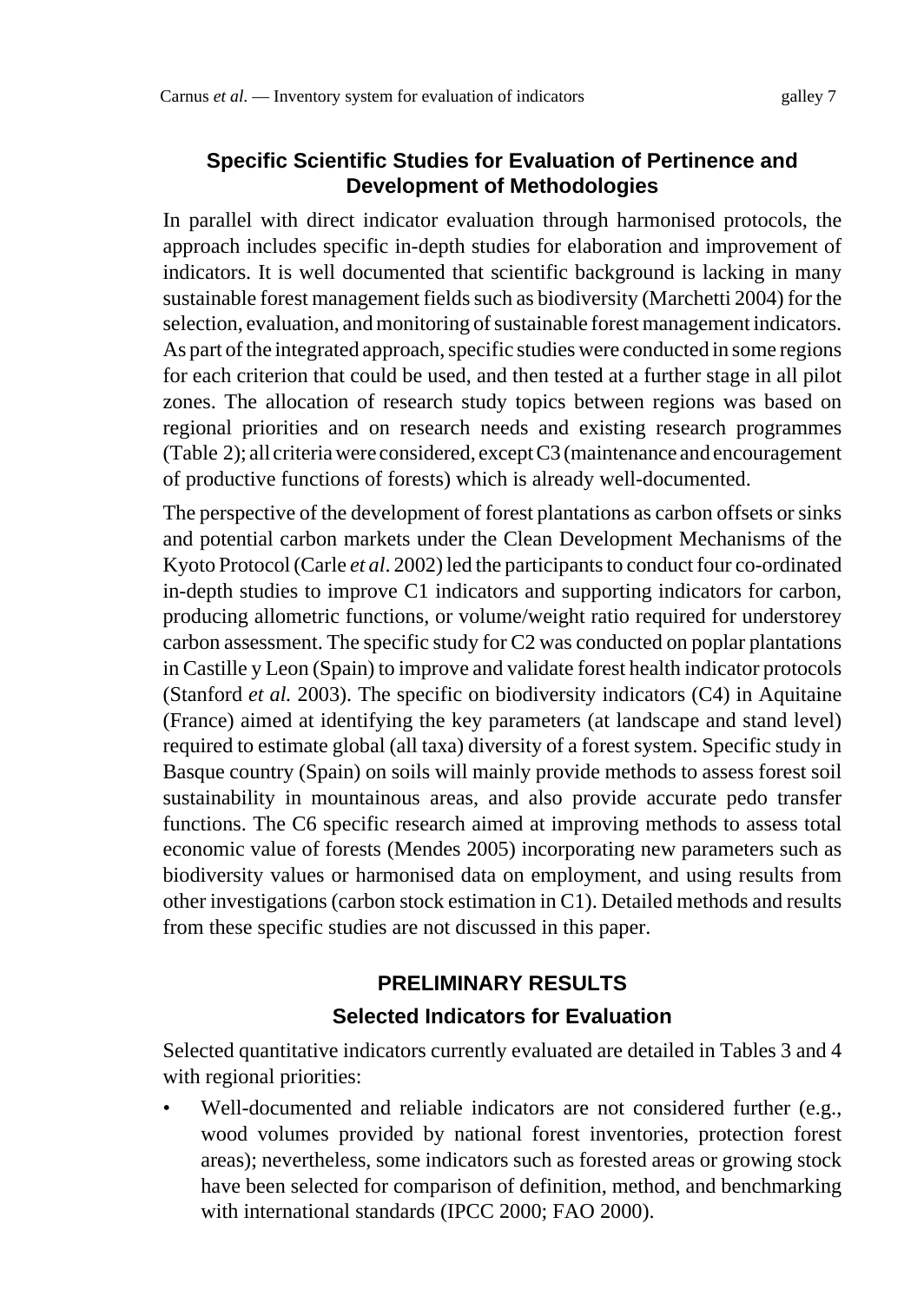### Specific Scientific Studies for Evaluation of Pertinence and Development of Methodologies

In parallel with direct indicator evaluation through harmonised protocols, the approach includes specific in-depth studies for elaboration and improvement of indicators. It is well documented that scientific background is lacking in many sustainable forest management fields such as biodiversity (Marchetti 2004) for the selection, evaluation, and monitoring of sustainable forest management indicators. As part of the integrated approach, specific studies were conducted in some regions for each criterion that could be used, and then tested at a further stage in all pilot zones. The allocation of research study topics between regions was based on regional priorities and on research needs and existing research programmes (Table 2); all criteria were considered, except C3 (maintenance and encouragement of productive functions of forests) which is already well-documented.

The perspective of the development of forest plantations as carbon offsets or sinks and potential carbon markets under the Clean Development Mechanisms of the Kyoto Protocol (Carle *et al*. 2002) led the participants to conduct four co-ordinated in-depth studies to improve C1 indicators and supporting indicators for carbon, producing allometric functions, or volume/weight ratio required for understorey carbon assessment. The specific study for C2 was conducted on poplar plantations in Castille y Leon (Spain) to improve and validate forest health indicator protocols (Stanford *et al.* 2003). The specific on biodiversity indicators (C4) in Aquitaine (France) aimed at identifying the key parameters (at landscape and stand level) required to estimate global (all taxa) diversity of a forest system. Specific study in Basque country (Spain) on soils will mainly provide methods to assess forest soil sustainability in mountainous areas, and also provide accurate pedo transfer functions. The C6 specific research aimed at improving methods to assess total economic value of forests (Mendes 2005) incorporating new parameters such as biodiversity values or harmonised data on employment, and using results from other investigations (carbon stock estimation in C1). Detailed methods and results from these specific studies are not discussed in this paper.

## PRELIMINARY RESULTS

### Selected Indicators for Evaluation

Selected quantitative indicators currently evaluated are detailed in Tables 3 and 4 with regional priorities:

- Well-documented and reliable indicators are not considered further (e.g., wood volumes provided by national forest inventories, protection forest areas); nevertheless, some indicators such as forested areas or growing stock have been selected for comparison of definition, method, and benchmarking with international standards (IPCC 2000; FAO 2000).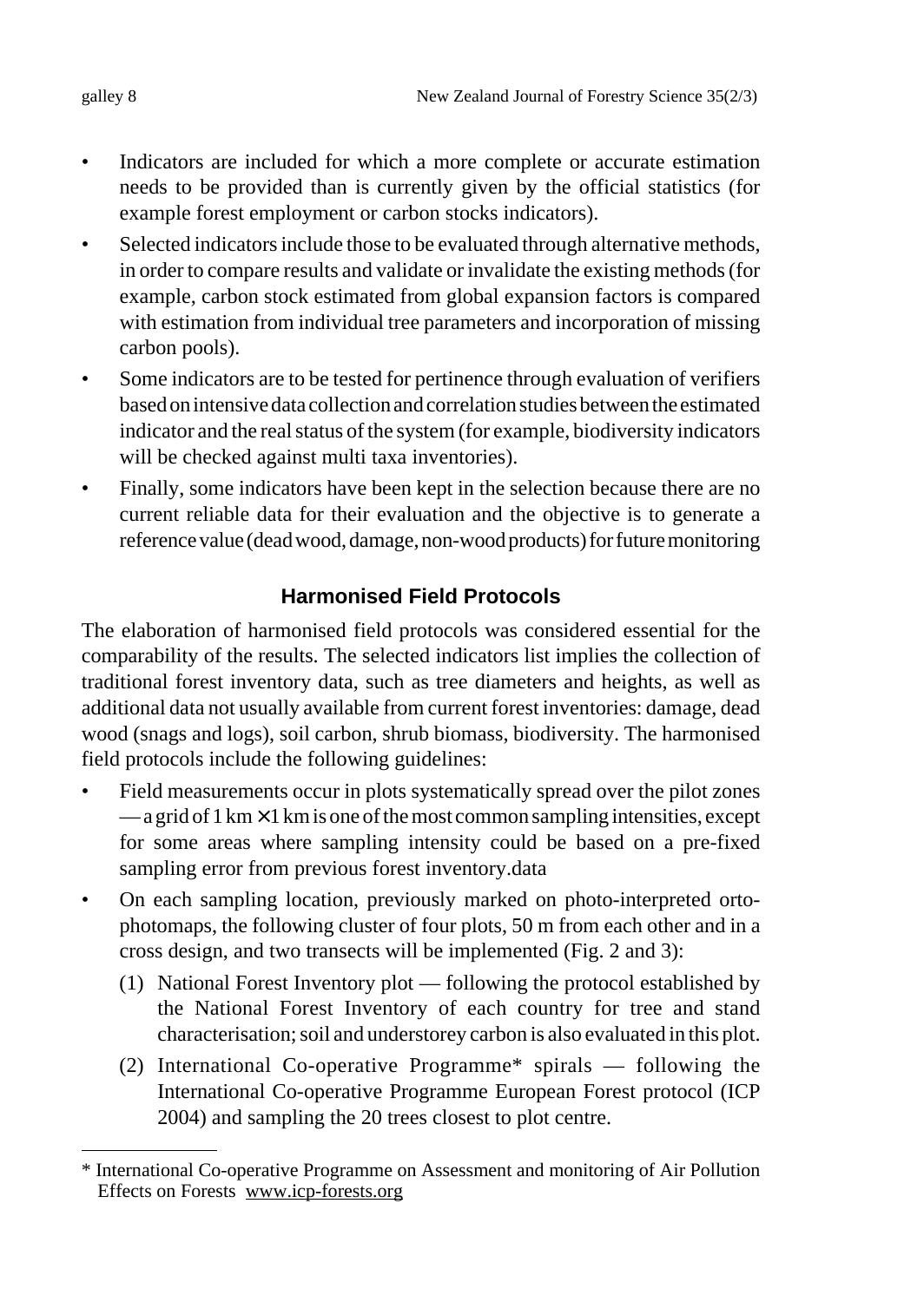- Indicators are included for which a more complete or accurate estimation needs to be provided than is currently given by the official statistics (for example forest employment or carbon stocks indicators).
- Selected indicators include those to be evaluated through alternative methods, in order to compare results and validate or invalidate the existing methods (for example, carbon stock estimated from global expansion factors is compared with estimation from individual tree parameters and incorporation of missing carbon pools).
- Some indicators are to be tested for pertinence through evaluation of verifiers based on intensive data collection and correlation studies between the estimated indicator and the real status of the system (for example, biodiversity indicators will be checked against multi taxa inventories).
- Finally, some indicators have been kept in the selection because there are no current reliable data for their evaluation and the objective is to generate a reference value (dead wood, damage, non-wood products) for future monitoring

## Harmonised Field Protocols

The elaboration of harmonised field protocols was considered essential for the comparability of the results. The selected indicators list implies the collection of traditional forest inventory data, such as tree diameters and heights, as well as additional data not usually available from current forest inventories: damage, dead wood (snags and logs), soil carbon, shrub biomass, biodiversity. The harmonised field protocols include the following guidelines:

- Field measurements occur in plots systematically spread over the pilot zones — a grid of 1 km × 1 km is one of the most common sampling intensities, except for some areas where sampling intensity could be based on a pre-fixed sampling error from previous forest inventory.data
- On each sampling location, previously marked on photo-interpreted orto-photomaps, the following cluster of four plots, 50 m from each other and in a cross design, and two transects will be implemented (Fig. 2 and 3):
  1. (1) National Forest Inventory plot — following the protocol established by the National Forest Inventory of each country for tree and stand characterisation; soil and understorey carbon is also evaluated in this plot.
  2. (2) International Co-operative Programme* spirals — following the International Co-operative Programme European Forest protocol (ICP 2004) and sampling the 20 trees closest to plot centre.

---

* International Co-operative Programme on Assessment and monitoring of Air Pollution Effects on Forests www.icp-forests.org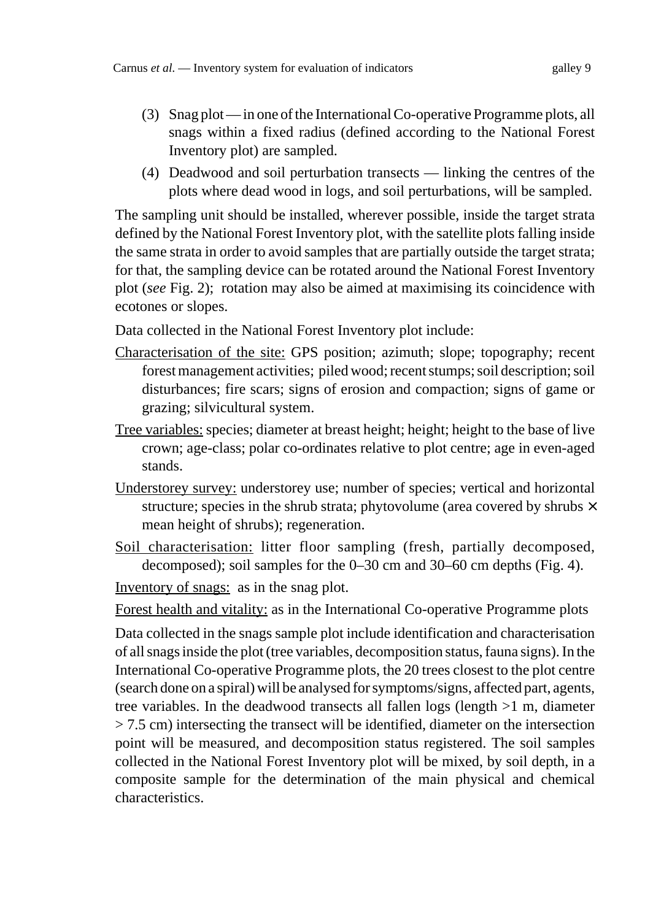(3) Snag plot — in one of the International Co-operative Programme plots, all snags within a fixed radius (defined according to the National Forest Inventory plot) are sampled.

(4) Deadwood and soil perturbation transects — linking the centres of the plots where dead wood in logs, and soil perturbations, will be sampled.

The sampling unit should be installed, wherever possible, inside the target strata defined by the National Forest Inventory plot, with the satellite plots falling inside the same strata in order to avoid samples that are partially outside the target strata; for that, the sampling device can be rotated around the National Forest Inventory plot (*see* Fig. 2); rotation may also be aimed at maximising its coincidence with ecotones or slopes.

Data collected in the National Forest Inventory plot include:

<u>Characterisation of the site:</u> GPS position; azimuth; slope; topography; recent forest management activities; piled wood; recent stumps; soil description; soil disturbances; fire scars; signs of erosion and compaction; signs of game or grazing; silvicultural system.

<u>Tree variables:</u> species; diameter at breast height; height; height to the base of live crown; age-class; polar co-ordinates relative to plot centre; age in even-aged stands.

<u>Understorey survey:</u> understorey use; number of species; vertical and horizontal structure; species in the shrub strata; phytovolume (area covered by shrubs × mean height of shrubs); regeneration.

<u>Soil characterisation:</u> litter floor sampling (fresh, partially decomposed, decomposed); soil samples for the 0–30 cm and 30–60 cm depths (Fig. 4).

<u>Inventory of snags:</u> as in the snag plot.

<u>Forest health and vitality:</u> as in the International Co-operative Programme plots

Data collected in the snags sample plot include identification and characterisation of all snags inside the plot (tree variables, decomposition status, fauna signs). In the International Co-operative Programme plots, the 20 trees closest to the plot centre (search done on a spiral) will be analysed for symptoms/signs, affected part, agents, tree variables. In the deadwood transects all fallen logs (length >1 m, diameter > 7.5 cm) intersecting the transect will be identified, diameter on the intersection point will be measured, and decomposition status registered. The soil samples collected in the National Forest Inventory plot will be mixed, by soil depth, in a composite sample for the determination of the main physical and chemical characteristics.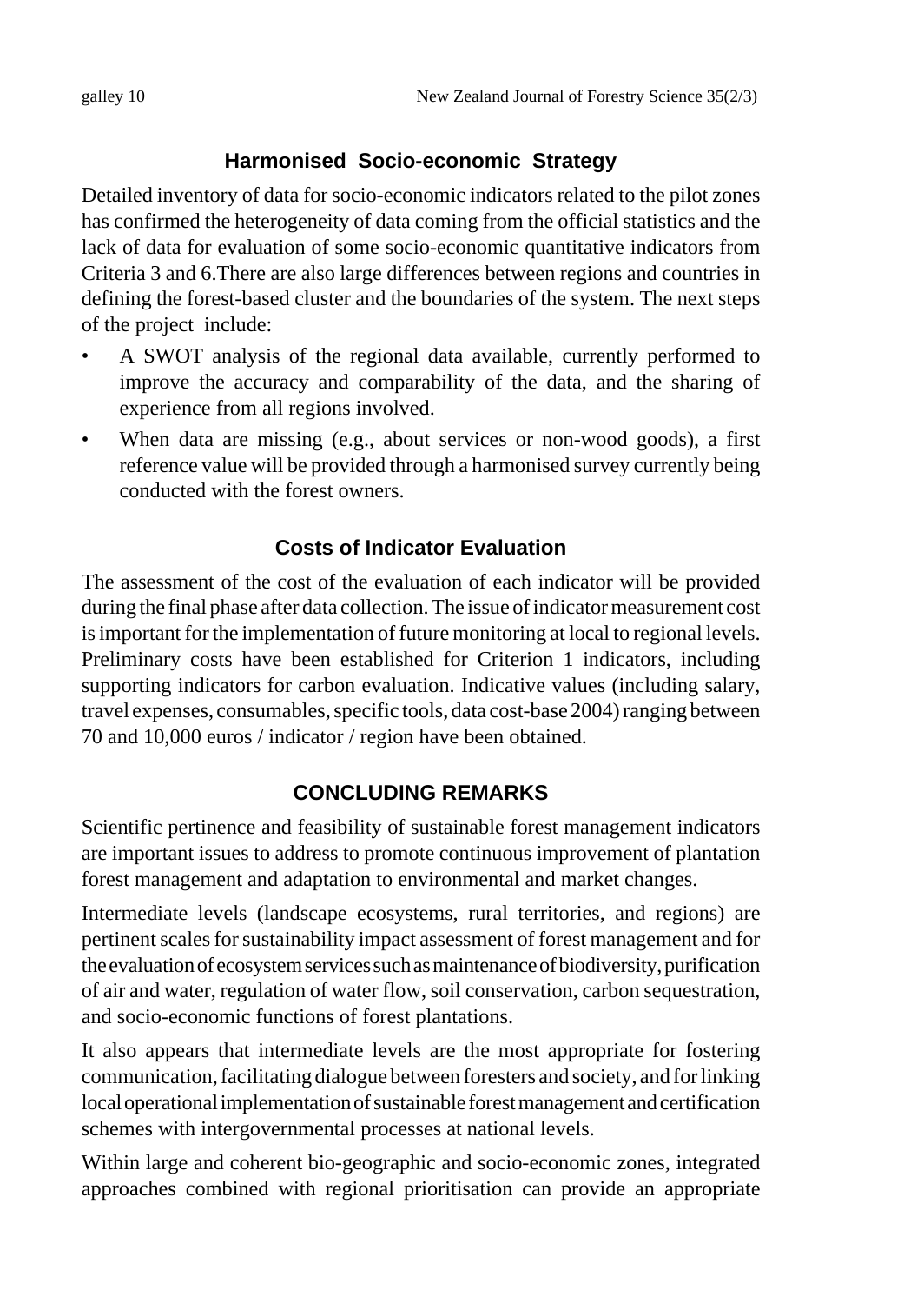## Harmonised Socio-economic Strategy

Detailed inventory of data for socio-economic indicators related to the pilot zones has confirmed the heterogeneity of data coming from the official statistics and the lack of data for evaluation of some socio-economic quantitative indicators from Criteria 3 and 6.There are also large differences between regions and countries in defining the forest-based cluster and the boundaries of the system. The next steps of the project include:

- A SWOT analysis of the regional data available, currently performed to improve the accuracy and comparability of the data, and the sharing of experience from all regions involved.
- When data are missing (e.g., about services or non-wood goods), a first reference value will be provided through a harmonised survey currently being conducted with the forest owners.

## Costs of Indicator Evaluation

The assessment of the cost of the evaluation of each indicator will be provided during the final phase after data collection. The issue of indicator measurement cost is important for the implementation of future monitoring at local to regional levels. Preliminary costs have been established for Criterion 1 indicators, including supporting indicators for carbon evaluation. Indicative values (including salary, travel expenses, consumables, specific tools, data cost-base 2004) ranging between 70 and 10,000 euros / indicator / region have been obtained.

# CONCLUDING REMARKS

Scientific pertinence and feasibility of sustainable forest management indicators are important issues to address to promote continuous improvement of plantation forest management and adaptation to environmental and market changes.

Intermediate levels (landscape ecosystems, rural territories, and regions) are pertinent scales for sustainability impact assessment of forest management and for the evaluation of ecosystem services such as maintenance of biodiversity, purification of air and water, regulation of water flow, soil conservation, carbon sequestration, and socio-economic functions of forest plantations.

It also appears that intermediate levels are the most appropriate for fostering communication, facilitating dialogue between foresters and society, and for linking local operational implementation of sustainable forest management and certification schemes with intergovernmental processes at national levels.

Within large and coherent bio-geographic and socio-economic zones, integrated approaches combined with regional prioritisation can provide an appropriate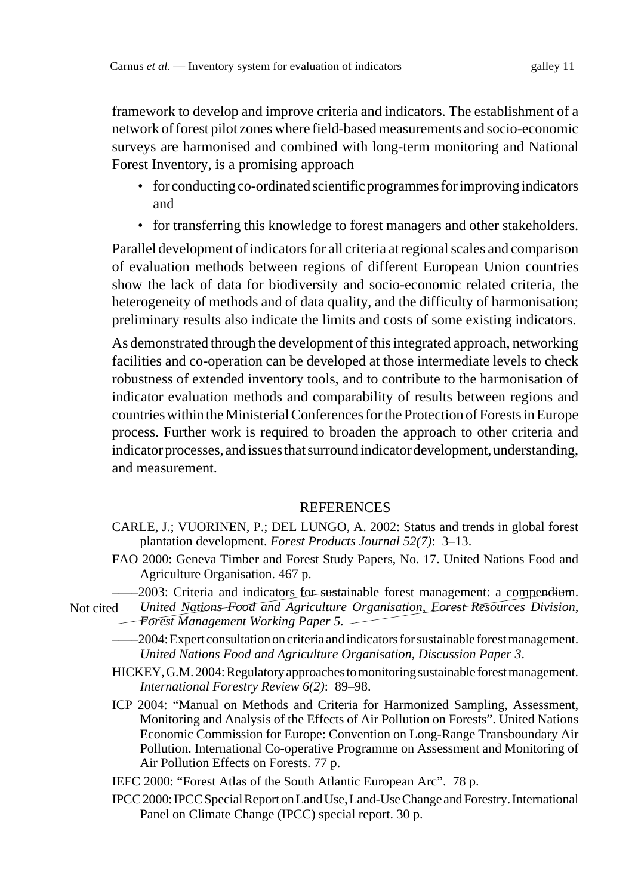framework to develop and improve criteria and indicators. The establishment of a network of forest pilot zones where field-based measurements and socio-economic surveys are harmonised and combined with long-term monitoring and National Forest Inventory, is a promising approach

- for conducting co-ordinated scientific programmes for improving indicators and
- for transferring this knowledge to forest managers and other stakeholders.

Parallel development of indicators for all criteria at regional scales and comparison of evaluation methods between regions of different European Union countries show the lack of data for biodiversity and socio-economic related criteria, the heterogeneity of methods and of data quality, and the difficulty of harmonisation; preliminary results also indicate the limits and costs of some existing indicators.

As demonstrated through the development of this integrated approach, networking facilities and co-operation can be developed at those intermediate levels to check robustness of extended inventory tools, and to contribute to the harmonisation of indicator evaluation methods and comparability of results between regions and countries within the Ministerial Conferences for the Protection of Forests in Europe process. Further work is required to broaden the approach to other criteria and indicator processes, and issues that surround indicator development, understanding, and measurement.

## REFERENCES

CARLE, J.; VUORINEN, P.; DEL LUNGO, A. 2002: Status and trends in global forest plantation development. *Forest Products Journal 52(7)*: 3–13.

FAO 2000: Geneva Timber and Forest Study Papers, No. 17. United Nations Food and Agriculture Organisation. 467 p.

——2003: Criteria and indicators for sustainable forest management: a compendium. *United Nations Food and Agriculture Organisation, Forest Resources Division, Forest Management Working Paper 5*. (Not cited)

——2004: Expert consultation on criteria and indicators for sustainable forest management. *United Nations Food and Agriculture Organisation, Discussion Paper 3*.

HICKEY, G.M. 2004: Regulatory approaches to monitoring sustainable forest management. *International Forestry Review 6(2)*: 89–98.

ICP 2004: "Manual on Methods and Criteria for Harmonized Sampling, Assessment, Monitoring and Analysis of the Effects of Air Pollution on Forests". United Nations Economic Commission for Europe: Convention on Long-Range Transboundary Air Pollution. International Co-operative Programme on Assessment and Monitoring of Air Pollution Effects on Forests. 77 p.

IEFC 2000: "Forest Atlas of the South Atlantic European Arc". 78 p.

IPCC 2000: IPCC Special Report on Land Use, Land-Use Change and Forestry. International Panel on Climate Change (IPCC) special report. 30 p.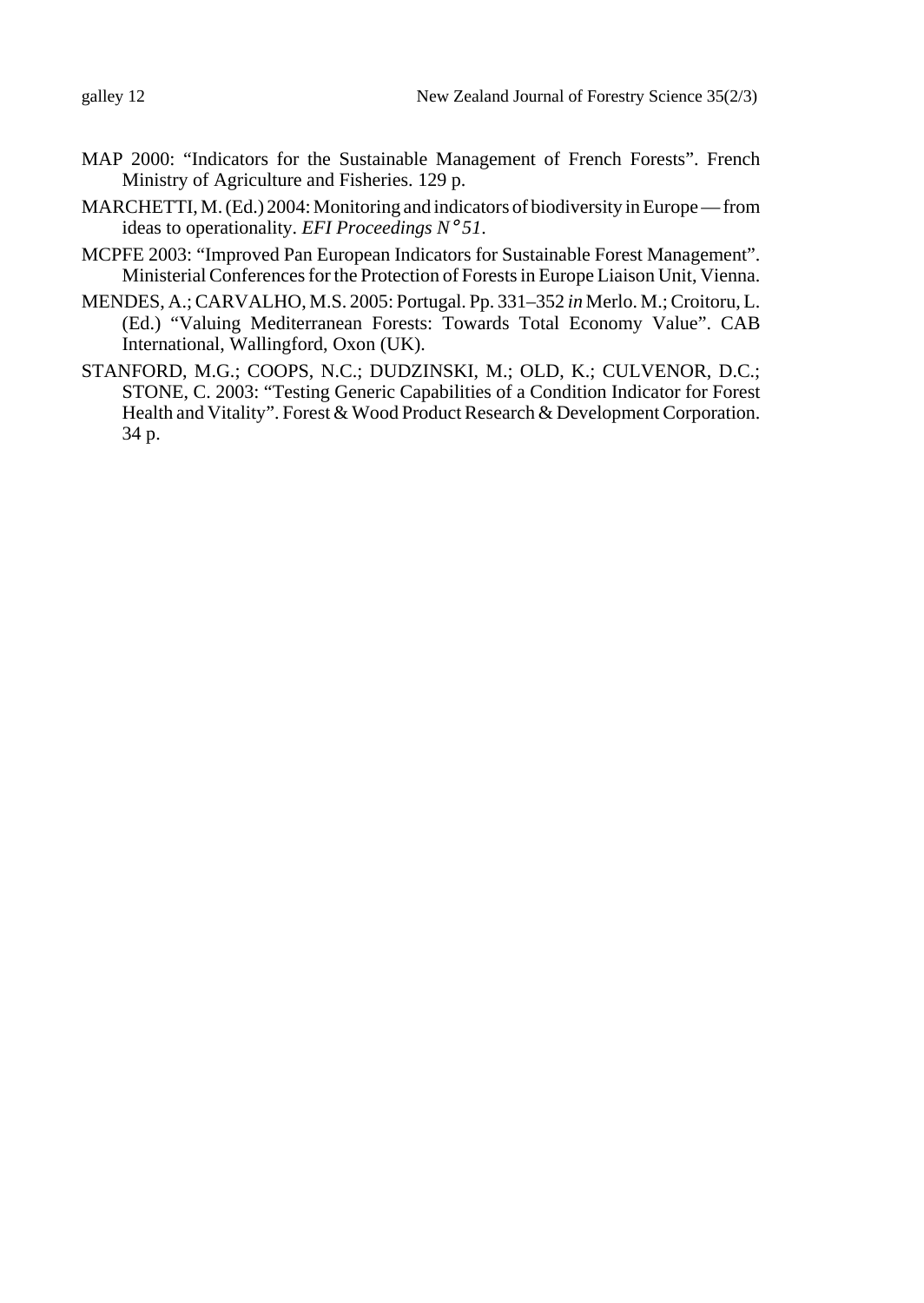MAP 2000: "Indicators for the Sustainable Management of French Forests". French Ministry of Agriculture and Fisheries. 129 p.

MARCHETTI, M. (Ed.) 2004: Monitoring and indicators of biodiversity in Europe — from ideas to operationality. *EFI Proceedings N°51*.

MCPFE 2003: "Improved Pan European Indicators for Sustainable Forest Management". Ministerial Conferences for the Protection of Forests in Europe Liaison Unit, Vienna.

MENDES, A.; CARVALHO, M.S. 2005: Portugal. Pp. 331–352 *in* Merlo. M.; Croitoru, L. (Ed.) "Valuing Mediterranean Forests: Towards Total Economy Value". CAB International, Wallingford, Oxon (UK).

STANFORD, M.G.; COOPS, N.C.; DUDZINSKI, M.; OLD, K.; CULVENOR, D.C.; STONE, C. 2003: "Testing Generic Capabilities of a Condition Indicator for Forest Health and Vitality". Forest & Wood Product Research & Development Corporation. 34 p.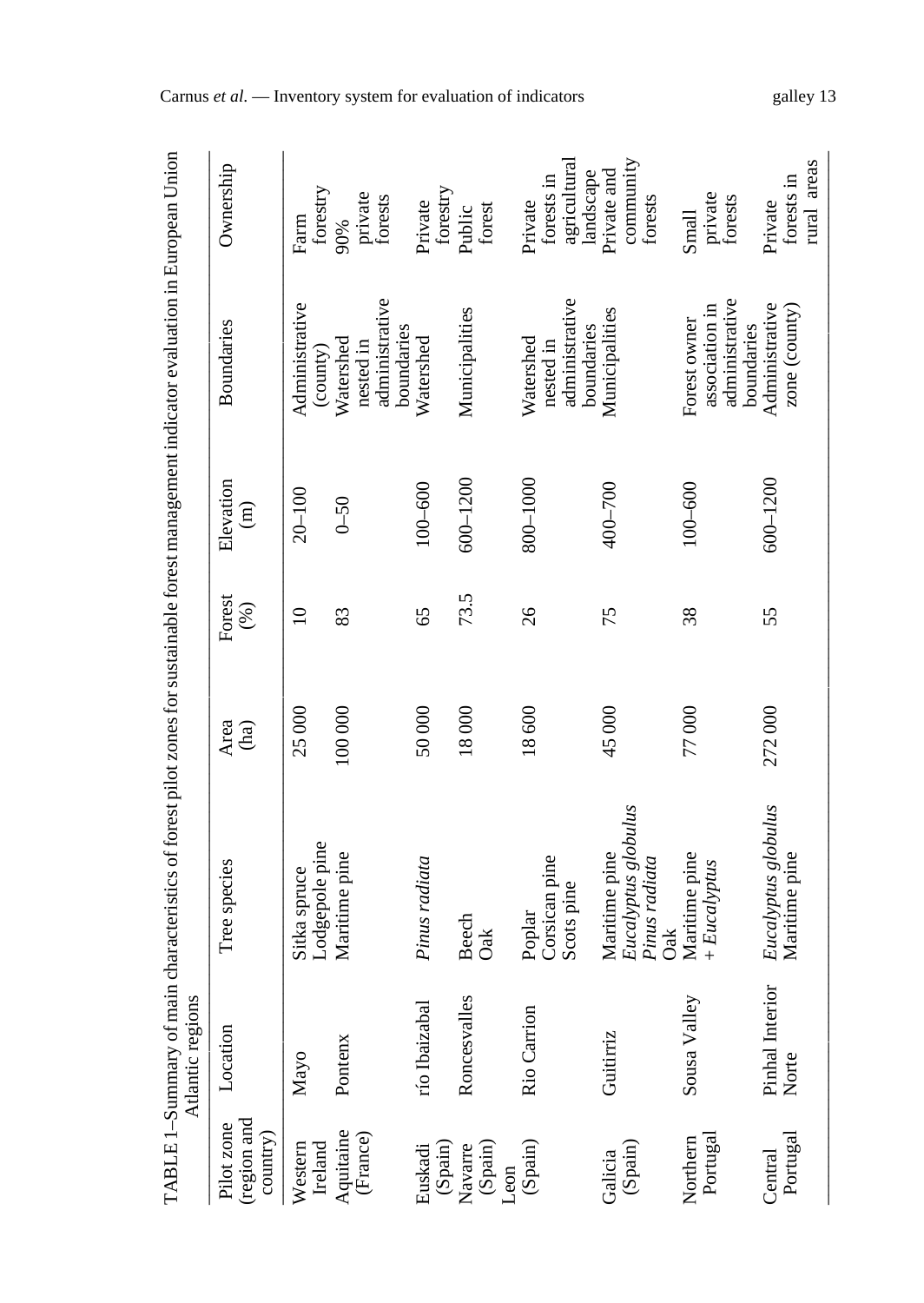TABLE 1–Summary of main characteristics of forest pilot zones for sustainable forest management indicator evaluation in European Union Atlantic regions

| Pilot zone (region and country) | Location | Tree species | Area (ha) | Forest (%) | Elevation (m) | Boundaries | Ownership |
|---|---|---|---|---|---|---|---|
| Western Ireland | Mayo | Sitka spruce Lodgepole pine | 25 000 | 10 | 20–100 | Administrative (county) | Farm forestry |
| Aquitaine (France) | Pontenx | Maritime pine | 100 000 | 83 | 0–50 | Watershed nested in administrative boundaries | 90% private forests |
| Euskadi (Spain) | río Ibaizabal | *Pinus radiata* | 50 000 | 65 | 100–600 | Watershed | Private forestry |
| Navarre (Spain) | Roncesvalles | Beech Oak | 18 000 | 73.5 | 600–1200 | Municipalities | Public forest |
| Leon (Spain) | Rio Carrion | Poplar Corsican pine Scots pine | 18 600 | 26 | 800–1000 | Watershed nested in administrative boundaries | Private forests in agricultural landscape |
| Galicia (Spain) | Guitiriz | Maritime pine *Eucalyptus globulus* *Pinus radiata* Oak | 45 000 | 75 | 400–700 | Municipalities | Private and community forests |
| Northern Portugal | Sousa Valley | Maritime pine + *Eucalyptus* | 77 000 | 38 | 100–600 | Forest owner association in administrative boundaries | Small private forests |
| Central Portugal | Pinhal Interior Norte | *Eucalyptus globulus* Maritime pine | 272 000 | 55 | 600–1200 | Administrative zone (county) | Private forests in rural areas |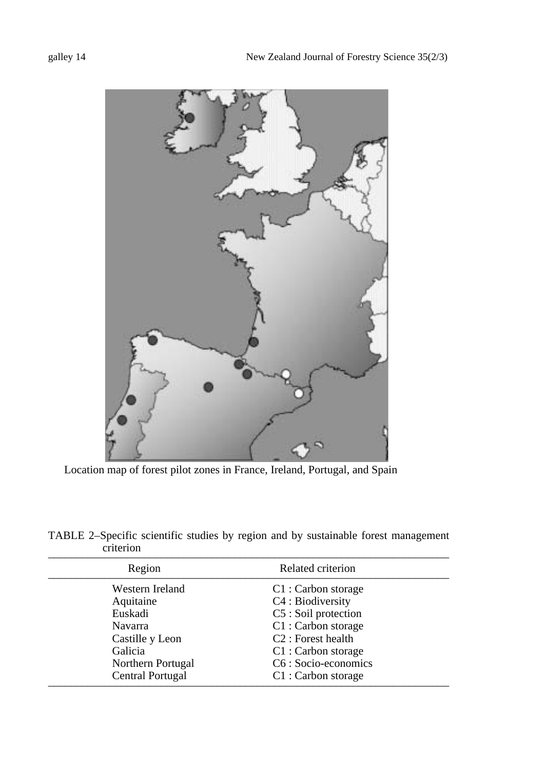Location map of forest pilot zones in France, Ireland, Portugal, and Spain

TABLE 2–Specific scientific studies by region and by sustainable forest management criterion

| Region | Related criterion |
|---|---|
| Western Ireland | C1 : Carbon storage |
| Aquitaine | C4 : Biodiversity |
| Euskadi | C5 : Soil protection |
| Navarra | C1 : Carbon storage |
| Castille y Leon | C2 : Forest health |
| Galicia | C1 : Carbon storage |
| Northern Portugal | C6 : Socio-economics |
| Central Portugal | C1 : Carbon storage |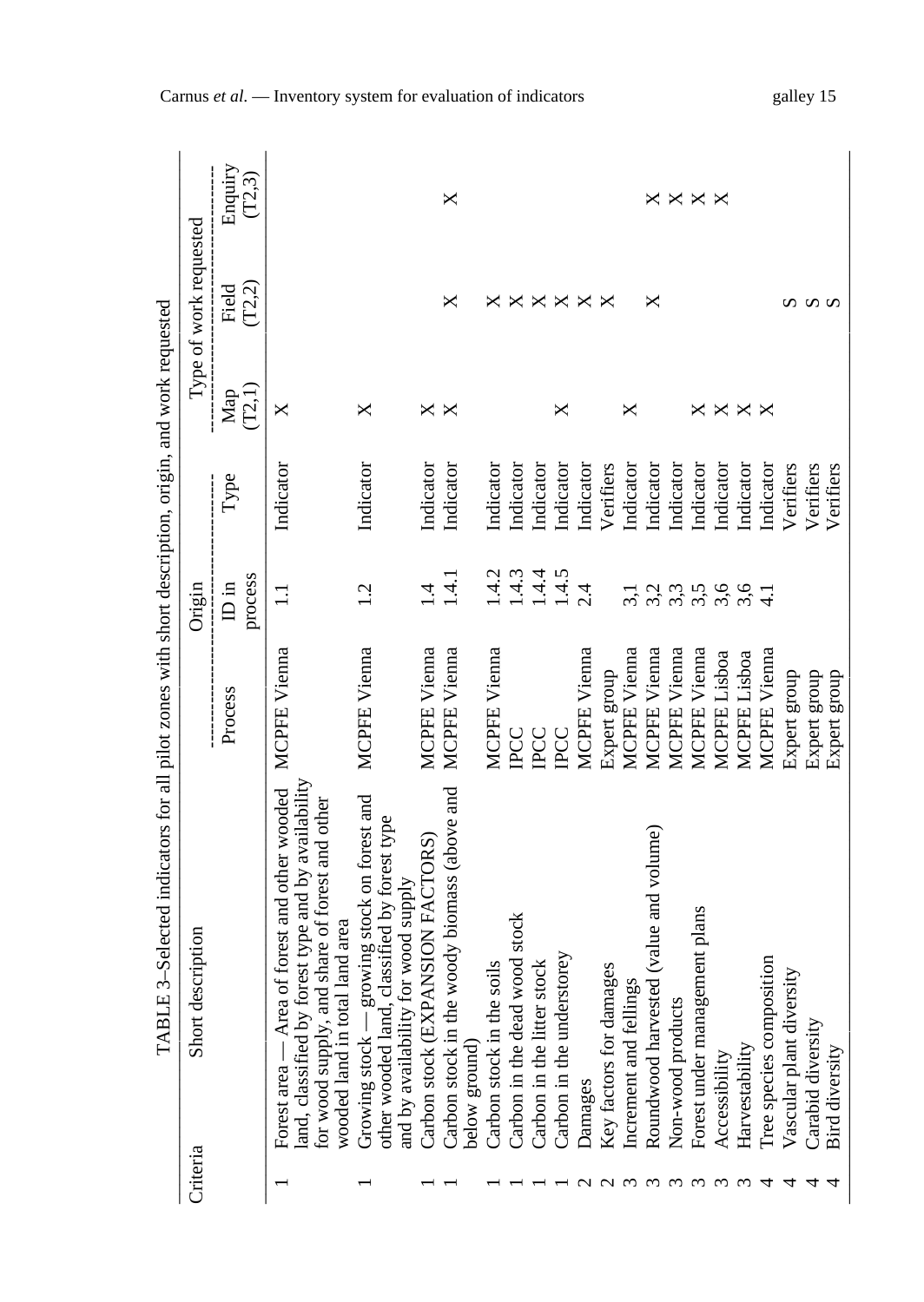TABLE 3–Selected indicators for all pilot zones with short description, origin, and work requested

| Criteria | Short description | Origin | | | Type of work requested | | |
|---|---|---|---|---|---|---|---|
| | | Process | ID in process | Type | Map (T2,1) | Field (T2,2) | Enquiry (T2,3) |
| 1 | Forest area — Area of forest and other wooded land, classified by forest type and by availability for wood supply, and share of forest and other wooded land in total land area | MCPFE Vienna | 1.1 | Indicator | X | | |
| 1 | Growing stock — growing stock on forest and other wooded land, classified by forest type and by availability for wood supply | MCPFE Vienna | 1.2 | Indicator | X | | |
| 1 | Carbon stock (EXPANSION FACTORS) | MCPFE Vienna | 1.4 | Indicator | X | | |
| 1 | Carbon stock in the woody biomass (above and below ground) | MCPFE Vienna | 1.4.1 | Indicator | X | X | X |
| 1 | Carbon stock in the soils | MCPFE Vienna | 1.4.2 | Indicator | | X | |
| 1 | Carbon in the dead wood stock | IPCC | 1.4.3 | Indicator | | X | |
| 1 | Carbon in the litter stock | IPCC | 1.4.4 | Indicator | | X | |
| 1 | Carbon in the understorey | IPCC | 1.4.5 | Indicator | X | X | |
| 2 | Damages | MCPFE Vienna | 2.4 | Indicator | | X | |
| 2 | Key factors for damages | Expert group | | Verifiers | | X | |
| 3 | Increment and fellings | MCPFE Vienna | 3,1 | Indicator | X | | |
| 3 | Roundwood harvested (value and volume) | MCPFE Vienna | 3,2 | Indicator | | X | X |
| 3 | Non-wood products | MCPFE Vienna | 3,3 | Indicator | | | X |
| 3 | Forest under management plans | MCPFE Vienna | 3,5 | Indicator | X | | X |
| 3 | Accessibility | MCPFE Lisboa | 3,6 | Indicator | X | | X |
| 3 | Harvestability | MCPFE Lisboa | 3,6 | Indicator | X | | |
| 4 | Tree species composition | MCPFE Vienna | 4.1 | Indicator | X | | |
| 4 | Vascular plant diversity | Expert group | | Verifiers | | S | |
| 4 | Carabid diversity | Expert group | | Verifiers | | S | |
| 4 | Bird diversity | Expert group | | Verifiers | | S | |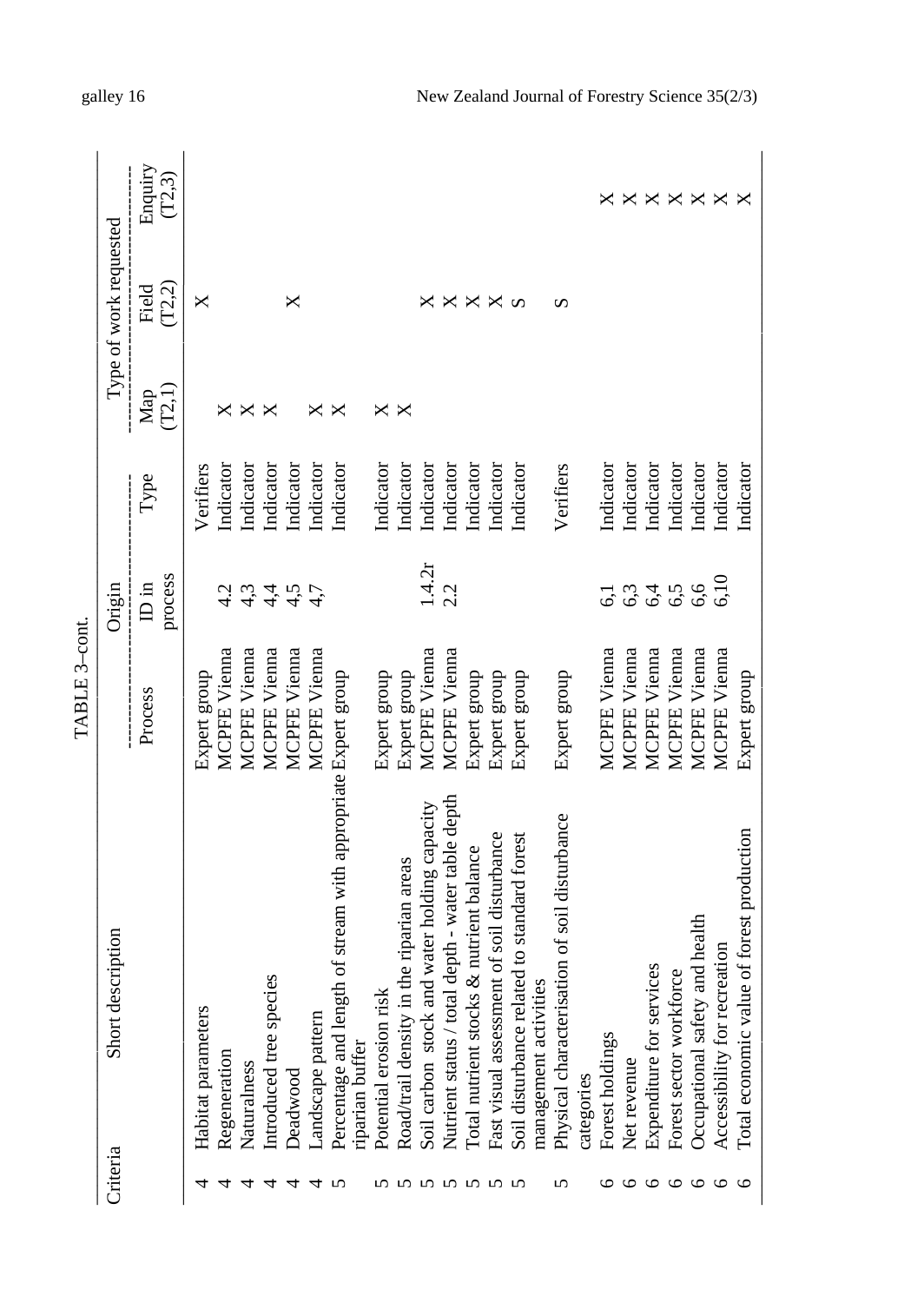TABLE 3–cont.

| Criteria | Short description | Origin | | | Type of work requested | | |
|---|---|---|---|---|---|---|---|
| | | Process | ID in process | Type | Map (T2,1) | Field (T2,2) | Enquiry (T2,3) |
| 4 | Habitat parameters | Expert group | | Verifiers | | X | |
| 4 | Regeneration | MCPFE Vienna | 4,2 | Indicator | X | | |
| 4 | Naturalness | MCPFE Vienna | 4,3 | Indicator | X | | |
| 4 | Introduced tree species | MCPFE Vienna | 4,4 | Indicator | X | | |
| 4 | Deadwood | MCPFE Vienna | 4,5 | Indicator | | X | |
| 4 | Landscape pattern | MCPFE Vienna | 4,7 | Indicator | X | | |
| 5 | Percentage and length of stream with appropriate riparian buffer | Expert group | | Indicator | X | | |
| 5 | Potential erosion risk | Expert group | | Indicator | X | | |
| 5 | Road/trail density in the riparian areas | Expert group | | Indicator | X | | |
| 5 | Soil carbon stock and water holding capacity | MCPFE Vienna | 1.4.2r | Indicator | | X | |
| 5 | Nutrient status / total depth - water table depth | MCPFE Vienna | 2.2 | Indicator | | X | |
| 5 | Total nutrient stocks & nutrient balance | Expert group | | Indicator | | X | |
| 5 | Fast visual assessment of soil disturbance | Expert group | | Indicator | | X | |
| 5 | Soil disturbance related to standard forest management activities | Expert group | | Indicator | | S | |
| 5 | Physical characterisation of soil disturbance categories | Expert group | | Verifiers | | S | |
| 6 | Forest holdings | MCPFE Vienna | 6,1 | Indicator | | | X |
| 6 | Net revenue | MCPFE Vienna | 6,3 | Indicator | | | X |
| 6 | Expenditure for services | MCPFE Vienna | 6,4 | Indicator | | | X |
| 6 | Forest sector workforce | MCPFE Vienna | 6,5 | Indicator | | | X |
| 6 | Occupational safety and health | MCPFE Vienna | 6,6 | Indicator | | | X |
| 6 | Accessibility for recreation | MCPFE Vienna | 6,10 | Indicator | | | X |
| 6 | Total economic value of forest production | Expert group | | Indicator | | | X |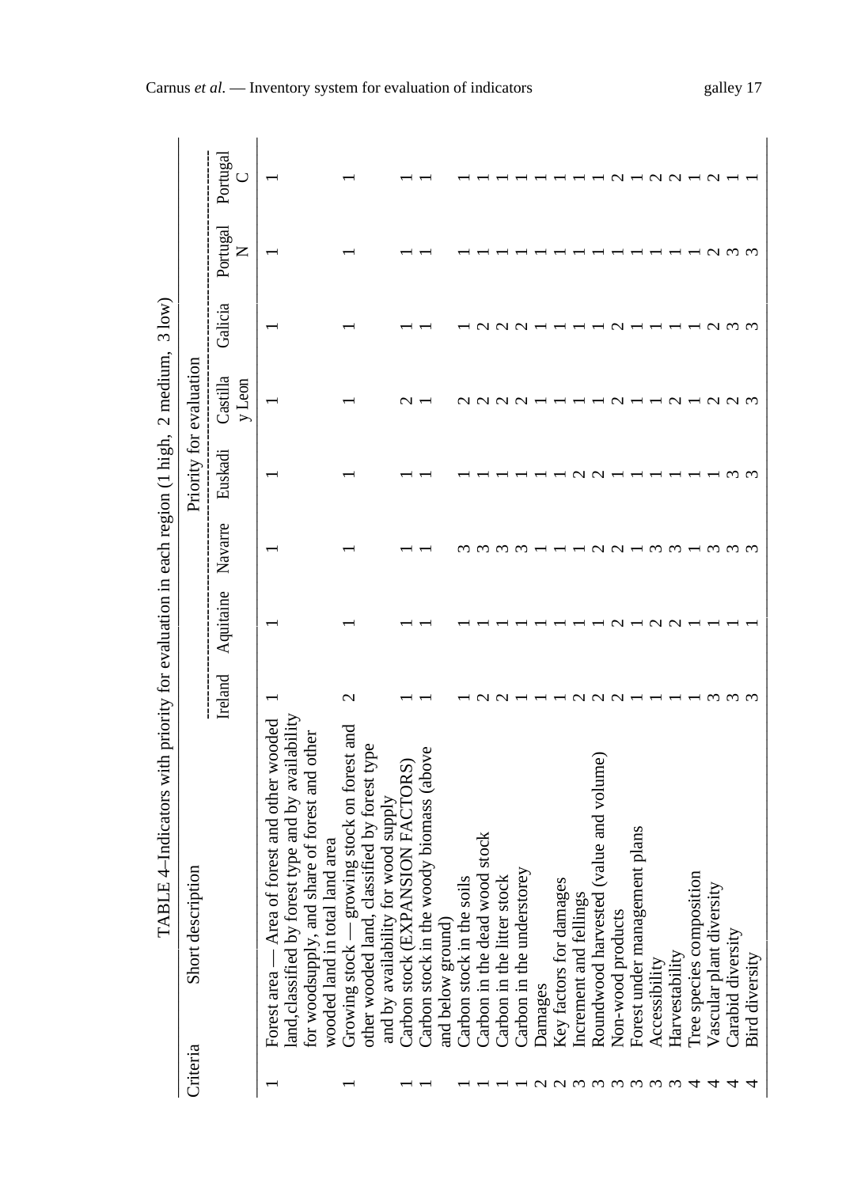TABLE 4–Indicators with priority for evaluation in each region (1 high, 2 medium, 3 low)

| Criteria | Short description | Priority for evaluation | | | | | | | | |
|---|---|---|---|---|---|---|---|---|---|---|
| | | Ireland | Aquitaine | Navarre | Euskadi | Castilla y Leon | Galicia | Portugal N | Portugal C |
| 1 | Forest area — Area of forest and other wooded land,classified by forest type and by availability for woodsupply, and share of forest and other wooded land in total land area | 1 | 1 | 1 | 1 | 1 | 1 | 1 | 1 |
| 1 | Growing stock — growing stock on forest and other wooded land, classified by forest type and by availability for wood supply | 2 | 1 | 1 | 1 | 1 | 1 | 1 | 1 |
| 1 | Carbon stock (EXPANSION FACTORS) | 1 | 1 | 1 | 1 | 2 | 1 | 1 | 1 |
| 1 | Carbon stock in the woody biomass (above and below ground) | 1 | 1 | 1 | 1 | 1 | 1 | 1 | 1 |
| 1 | Carbon stock in the soils | 1 | 1 | 3 | 1 | 2 | 1 | 1 | 1 |
| 1 | Carbon in the dead wood stock | 2 | 1 | 3 | 1 | 2 | 2 | 1 | 1 |
| 1 | Carbon in the litter stock | 2 | 1 | 3 | 1 | 2 | 2 | 1 | 1 |
| 1 | Carbon in the understorey | 1 | 1 | 3 | 1 | 2 | 2 | 1 | 1 |
| 2 | Damages | 1 | 1 | 1 | 1 | 1 | 1 | 1 | 1 |
| 2 | Key factors for damages | 1 | 1 | 1 | 1 | 1 | 1 | 1 | 1 |
| 3 | Increment and fellings | 2 | 1 | 1 | 2 | 1 | 1 | 1 | 1 |
| 3 | Roundwood harvested (value and volume) | 2 | 1 | 2 | 2 | 1 | 1 | 1 | 1 |
| 3 | Non-wood products | 2 | 2 | 2 | 1 | 2 | 2 | 1 | 2 |
| 3 | Forest under management plans | 1 | 1 | 1 | 1 | 1 | 1 | 1 | 1 |
| 3 | Accessibility | 1 | 2 | 3 | 1 | 1 | 1 | 1 | 2 |
| 3 | Harvestability | 1 | 2 | 3 | 1 | 2 | 1 | 1 | 2 |
| 4 | Tree species composition | 1 | 1 | 1 | 1 | 1 | 1 | 1 | 1 |
| 4 | Vascular plant diversity | 3 | 1 | 3 | 1 | 2 | 2 | 2 | 2 |
| 4 | Carabid diversity | 3 | 1 | 3 | 3 | 2 | 3 | 3 | 1 |
| 4 | Bird diversity | 3 | 1 | 3 | 3 | 3 | 3 | 3 | 1 |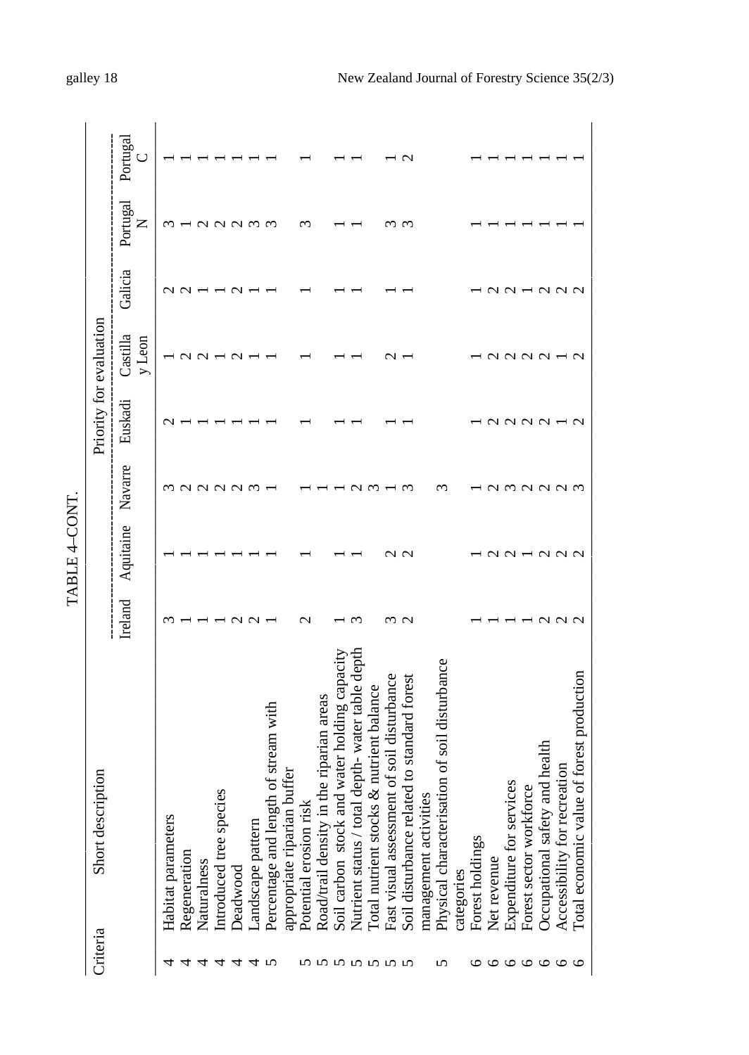TABLE 4–CONT.

| Criteria | Short description | Priority for evaluation | | | | | | | |
|---|---|---|---|---|---|---|---|---|---|
| | | Ireland | Aquitaine | Navarre | Euskadi | Castilla y Leon | Galicia | Portugal N | Portugal C |
| 4 | Habitat parameters | 3 | 1 | 3 | 2 | 1 | 2 | 3 | 1 |
| 4 | Regeneration | 1 | 1 | 2 | 1 | 2 | 2 | 1 | 1 |
| 4 | Naturalness | 1 | 1 | 2 | 1 | 2 | 1 | 2 | 1 |
| 4 | Introduced tree species | 1 | 1 | 2 | 1 | 1 | 1 | 2 | 1 |
| 4 | Deadwood | 2 | 1 | 2 | 1 | 2 | 2 | 2 | 1 |
| 4 | Landscape pattern | 2 | 1 | 3 | 1 | 1 | 1 | 3 | 1 |
| 5 | Percentage and length of stream with appropriate riparian buffer | 1 | 1 | 1 | 1 | 1 | 1 | 3 | 1 |
| 5 | Potential erosion risk | 2 | 1 | 1 | 1 | 1 | 1 | 3 | 1 |
| 5 | Road/trail density in the riparian areas | | | 1 | | | | | |
| 5 | Soil carbon stock and water holding capacity | 1 | 1 | 1 | 1 | 1 | 1 | 1 | 1 |
| 5 | Nutrient status / total depth- water table depth | 3 | 1 | 2 | 1 | 1 | 1 | 1 | 1 |
| 5 | Total nutrient stocks & nutrient balance | | | 3 | | | | | |
| 5 | Fast visual assessment of soil disturbance | 3 | 2 | 1 | 1 | 2 | 1 | 3 | 1 |
| 5 | Soil disturbance related to standard forest management activities | 2 | 2 | 3 | 1 | 1 | 1 | 3 | 2 |
| 5 | Physical characterisation of soil disturbance categories | | | 3 | | | | | |
| 6 | Forest holdings | 1 | 1 | 1 | 1 | 1 | 1 | 1 | 1 |
| 6 | Net revenue | 1 | 2 | 2 | 2 | 2 | 2 | 1 | 1 |
| 6 | Expenditure for services | 1 | 2 | 3 | 2 | 2 | 2 | 1 | 1 |
| 6 | Forest sector workforce | 1 | 1 | 2 | 2 | 2 | 1 | 1 | 1 |
| 6 | Occupational safety and health | 2 | 2 | 2 | 2 | 2 | 2 | 1 | 1 |
| 6 | Accessibility for recreation | 2 | 2 | 2 | 1 | 1 | 2 | 1 | 1 |
| 6 | Total economic value of forest production | 2 | 2 | 3 | 2 | 2 | 2 | 1 | 1 |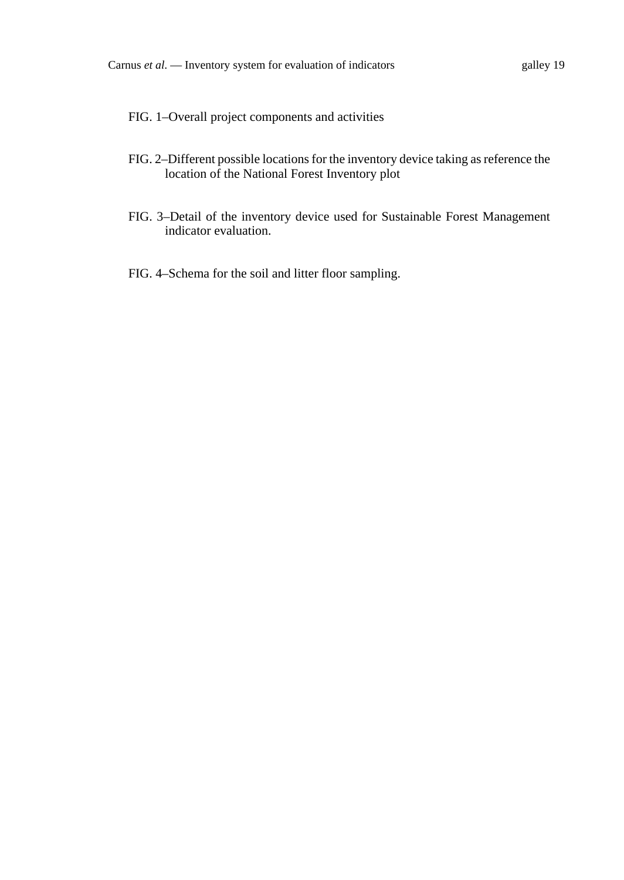FIG. 1–Overall project components and activities

FIG. 2–Different possible locations for the inventory device taking as reference the location of the National Forest Inventory plot

FIG. 3–Detail of the inventory device used for Sustainable Forest Management indicator evaluation.

FIG. 4–Schema for the soil and litter floor sampling.